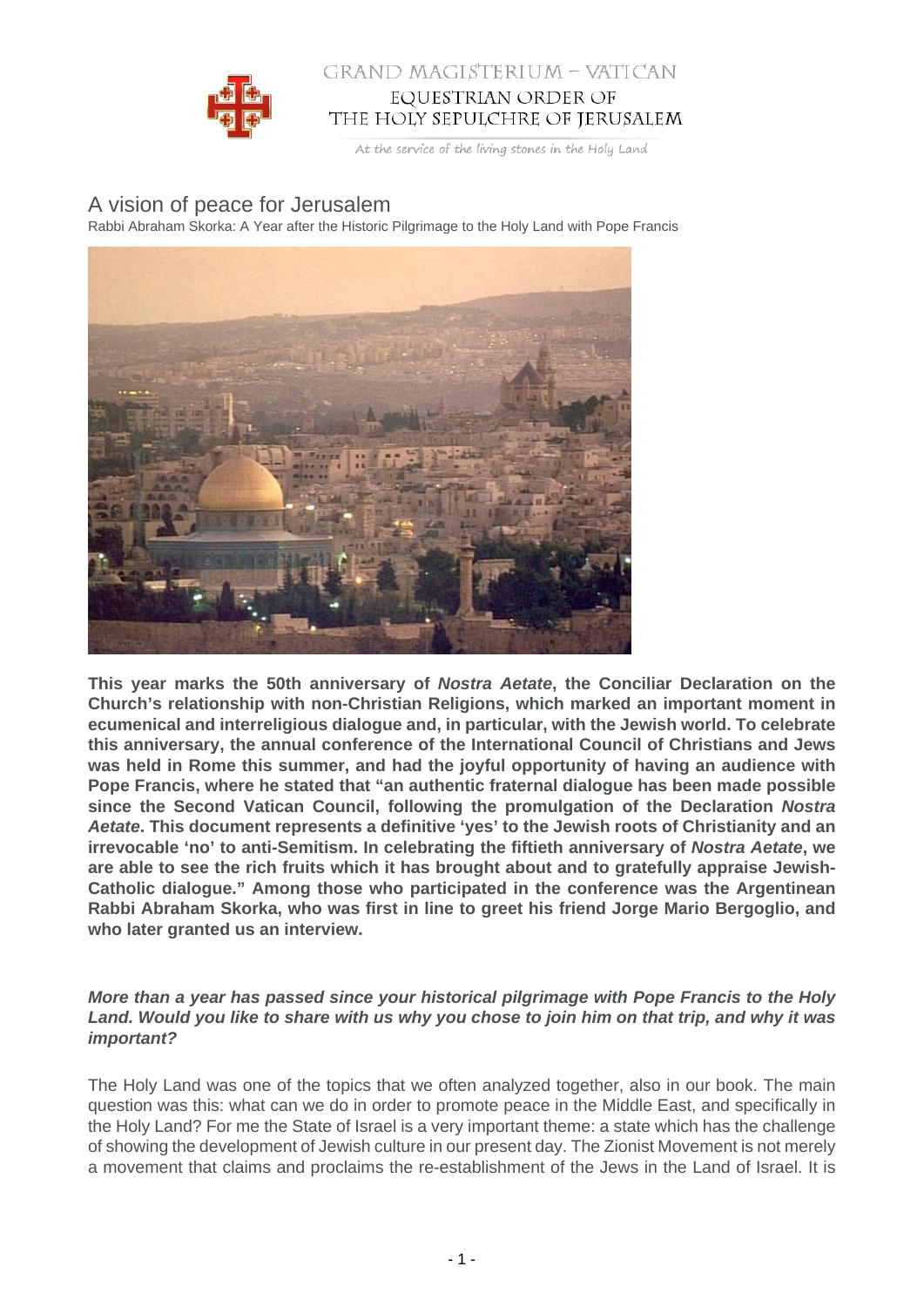GRAND MAGISTERIUM – VATICAN

EQUESTRIAN ORDER OF THE HOLY SEPULCHRE OF JERUSALEM

At the service of the living stones in the Holy Land

# A vision of peace for Jerusalem

Rabbi Abraham Skorka: A Year after the Historic Pilgrimage to the Holy Land with Pope Francis

**This year marks the 50th anniversary of *Nostra Aetate*, the Conciliar Declaration on the Church's relationship with non-Christian Religions, which marked an important moment in ecumenical and interreligious dialogue and, in particular, with the Jewish world. To celebrate this anniversary, the annual conference of the International Council of Christians and Jews was held in Rome this summer, and had the joyful opportunity of having an audience with Pope Francis, where he stated that "an authentic fraternal dialogue has been made possible since the Second Vatican Council, following the promulgation of the Declaration *Nostra Aetate*. This document represents a definitive 'yes' to the Jewish roots of Christianity and an irrevocable 'no' to anti-Semitism. In celebrating the fiftieth anniversary of *Nostra Aetate*, we are able to see the rich fruits which it has brought about and to gratefully appraise Jewish-Catholic dialogue." Among those who participated in the conference was the Argentinean Rabbi Abraham Skorka, who was first in line to greet his friend Jorge Mario Bergoglio, and who later granted us an interview.**

***More than a year has passed since your historical pilgrimage with Pope Francis to the Holy Land. Would you like to share with us why you chose to join him on that trip, and why it was important?***

The Holy Land was one of the topics that we often analyzed together, also in our book. The main question was this: what can we do in order to promote peace in the Middle East, and specifically in the Holy Land? For me the State of Israel is a very important theme: a state which has the challenge of showing the development of Jewish culture in our present day. The Zionist Movement is not merely a movement that claims and proclaims the re-establishment of the Jews in the Land of Israel. It is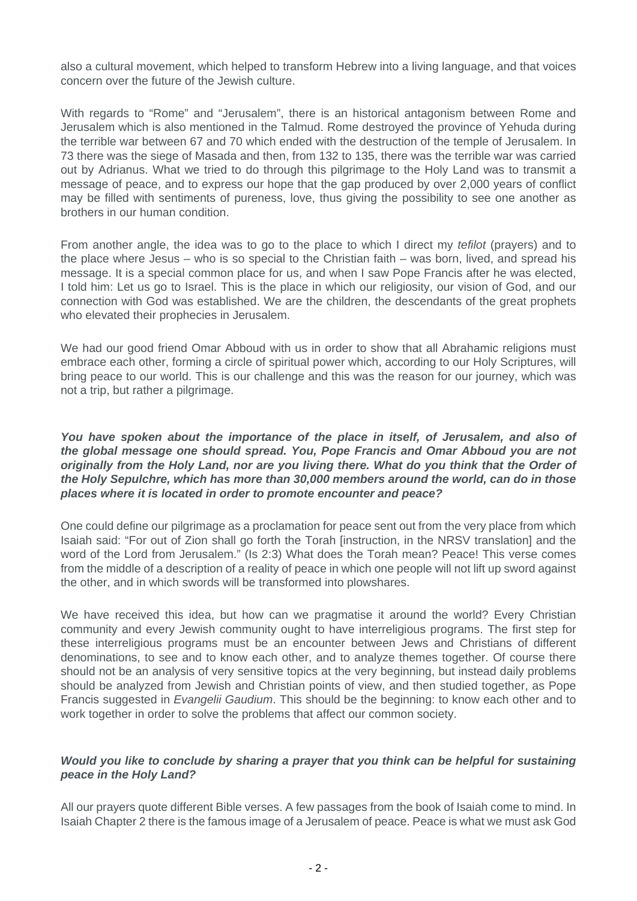also a cultural movement, which helped to transform Hebrew into a living language, and that voices concern over the future of the Jewish culture.

With regards to "Rome" and "Jerusalem", there is an historical antagonism between Rome and Jerusalem which is also mentioned in the Talmud. Rome destroyed the province of Yehuda during the terrible war between 67 and 70 which ended with the destruction of the temple of Jerusalem. In 73 there was the siege of Masada and then, from 132 to 135, there was the terrible war was carried out by Adrianus. What we tried to do through this pilgrimage to the Holy Land was to transmit a message of peace, and to express our hope that the gap produced by over 2,000 years of conflict may be filled with sentiments of pureness, love, thus giving the possibility to see one another as brothers in our human condition.

From another angle, the idea was to go to the place to which I direct my *tefilot* (prayers) and to the place where Jesus – who is so special to the Christian faith – was born, lived, and spread his message. It is a special common place for us, and when I saw Pope Francis after he was elected, I told him: Let us go to Israel. This is the place in which our religiosity, our vision of God, and our connection with God was established. We are the children, the descendants of the great prophets who elevated their prophecies in Jerusalem.

We had our good friend Omar Abboud with us in order to show that all Abrahamic religions must embrace each other, forming a circle of spiritual power which, according to our Holy Scriptures, will bring peace to our world. This is our challenge and this was the reason for our journey, which was not a trip, but rather a pilgrimage.

***You have spoken about the importance of the place in itself, of Jerusalem, and also of the global message one should spread. You, Pope Francis and Omar Abboud you are not originally from the Holy Land, nor are you living there. What do you think that the Order of the Holy Sepulchre, which has more than 30,000 members around the world, can do in those places where it is located in order to promote encounter and peace?***

One could define our pilgrimage as a proclamation for peace sent out from the very place from which Isaiah said: "For out of Zion shall go forth the Torah [instruction, in the NRSV translation] and the word of the Lord from Jerusalem." (Is 2:3) What does the Torah mean? Peace! This verse comes from the middle of a description of a reality of peace in which one people will not lift up sword against the other, and in which swords will be transformed into plowshares.

We have received this idea, but how can we pragmatise it around the world? Every Christian community and every Jewish community ought to have interreligious programs. The first step for these interreligious programs must be an encounter between Jews and Christians of different denominations, to see and to know each other, and to analyze themes together. Of course there should not be an analysis of very sensitive topics at the very beginning, but instead daily problems should be analyzed from Jewish and Christian points of view, and then studied together, as Pope Francis suggested in *Evangelii Gaudium*. This should be the beginning: to know each other and to work together in order to solve the problems that affect our common society.

***Would you like to conclude by sharing a prayer that you think can be helpful for sustaining peace in the Holy Land?***

All our prayers quote different Bible verses. A few passages from the book of Isaiah come to mind. In Isaiah Chapter 2 there is the famous image of a Jerusalem of peace. Peace is what we must ask God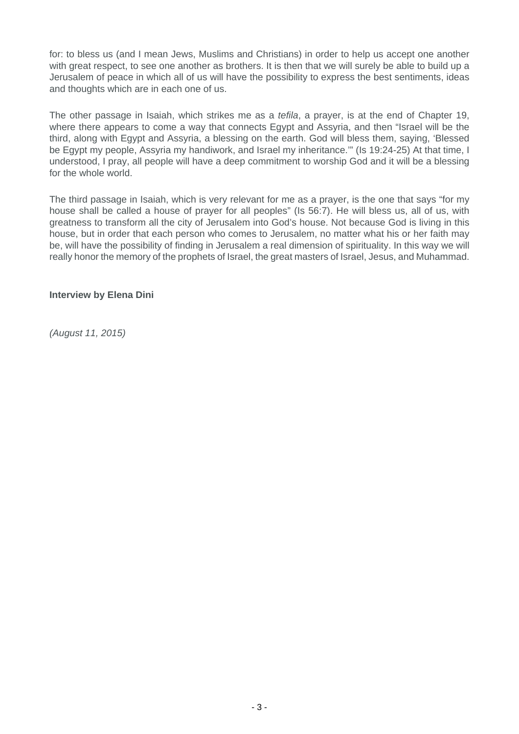for: to bless us (and I mean Jews, Muslims and Christians) in order to help us accept one another with great respect, to see one another as brothers. It is then that we will surely be able to build up a Jerusalem of peace in which all of us will have the possibility to express the best sentiments, ideas and thoughts which are in each one of us.

The other passage in Isaiah, which strikes me as a *tefila*, a prayer, is at the end of Chapter 19, where there appears to come a way that connects Egypt and Assyria, and then "Israel will be the third, along with Egypt and Assyria, a blessing on the earth. God will bless them, saying, 'Blessed be Egypt my people, Assyria my handiwork, and Israel my inheritance.'" (Is 19:24-25) At that time, I understood, I pray, all people will have a deep commitment to worship God and it will be a blessing for the whole world.

The third passage in Isaiah, which is very relevant for me as a prayer, is the one that says "for my house shall be called a house of prayer for all peoples" (Is 56:7). He will bless us, all of us, with greatness to transform all the city of Jerusalem into God's house. Not because God is living in this house, but in order that each person who comes to Jerusalem, no matter what his or her faith may be, will have the possibility of finding in Jerusalem a real dimension of spirituality. In this way we will really honor the memory of the prophets of Israel, the great masters of Israel, Jesus, and Muhammad.

**Interview by Elena Dini**

*(August 11, 2015)*